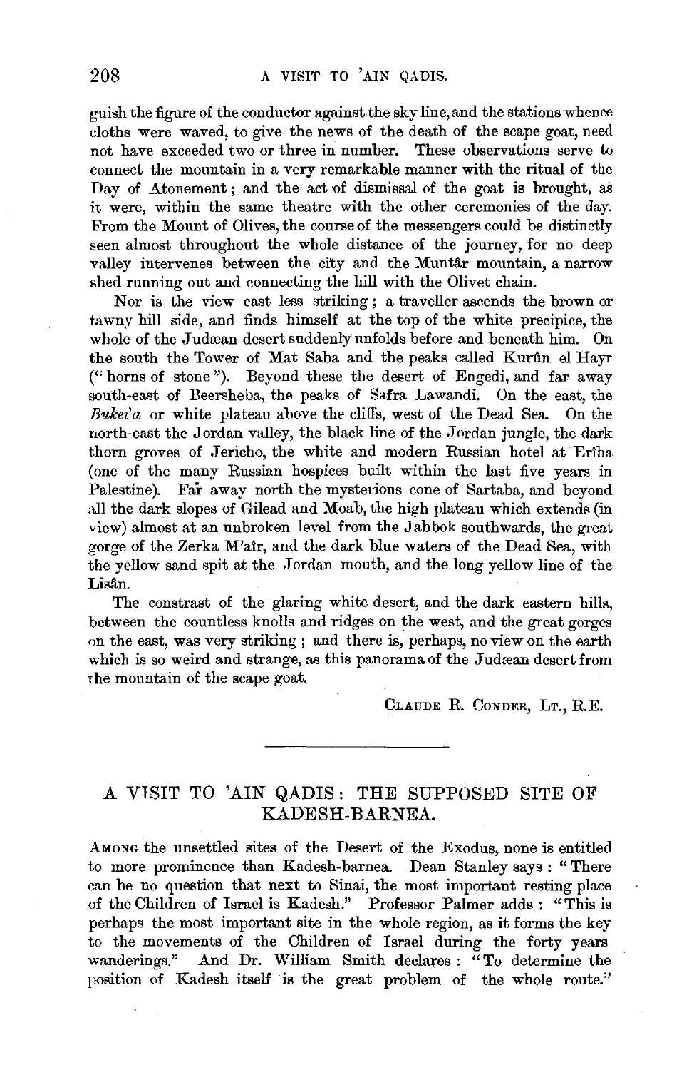guish the figure of the conductor against the sky line, and the stations whence cloths were waved, to give the news of the death of the scape goat, need not have exceeded two or three in number. These observations serve to connect the mountain in a very remarkable manner with the ritual of the Day of Atonement; and the act of dismissal of the goat is brought, as it were, within the same theatre with the other ceremonies of the day. From the Mount of Olives, the course of the messengers could be distinctly seen almost throughout the whole distance of the journey, for no deep valley intervenes between the city and the Muntâr mountain, a narrow shed running out and connecting the hill with the Olivet chain.

Nor is the view east less striking; a traveller ascends the brown or tawny hill side, and finds himself at the top of the white precipice, the whole of the Judæan desert suddenly unfolds before and beneath him. On the south the Tower of Mat Saba and the peaks called Kurûn el Hayr ("horns of stone"). Beyond these the desert of Engedi, and far away south-east of Beersheba, the peaks of Safra Lawandi. On the east, the *Bukei'a* or white plateau above the cliffs, west of the Dead Sea. On the north-east the Jordan valley, the black line of the Jordan jungle, the dark thorn groves of Jericho, the white and modern Russian hotel at Erîha (one of the many Russian hospices built within the last five years in Palestine). Far away north the mysterious cone of Sartaba, and beyond all the dark slopes of Gilead and Moab, the high plateau which extends (in view) almost at an unbroken level from the Jabbok southwards, the great gorge of the Zerka M'aîr, and the dark blue waters of the Dead Sea, with the yellow sand spit at the Jordan mouth, and the long yellow line of the Lisân.

The constrast of the glaring white desert, and the dark eastern hills, between the countless knolls and ridges on the west, and the great gorges on the east, was very striking; and there is, perhaps, no view on the earth which is so weird and strange, as this panorama of the Judæan desert from the mountain of the scape goat.

CLAUDE R. CONDER, LT., R.E.

---

## A VISIT TO 'AIN QADIS: THE SUPPOSED SITE OF KADESH-BARNEA.

AMONG the unsettled sites of the Desert of the Exodus, none is entitled to more prominence than Kadesh-barnea. Dean Stanley says: "There can be no question that next to Sinai, the most important resting place of the Children of Israel is Kadesh." Professor Palmer adds: "This is perhaps the most important site in the whole region, as it forms the key to the movements of the Children of Israel during the forty years wanderings." And Dr. William Smith declares: "To determine the position of Kadesh itself is the great problem of the whole route."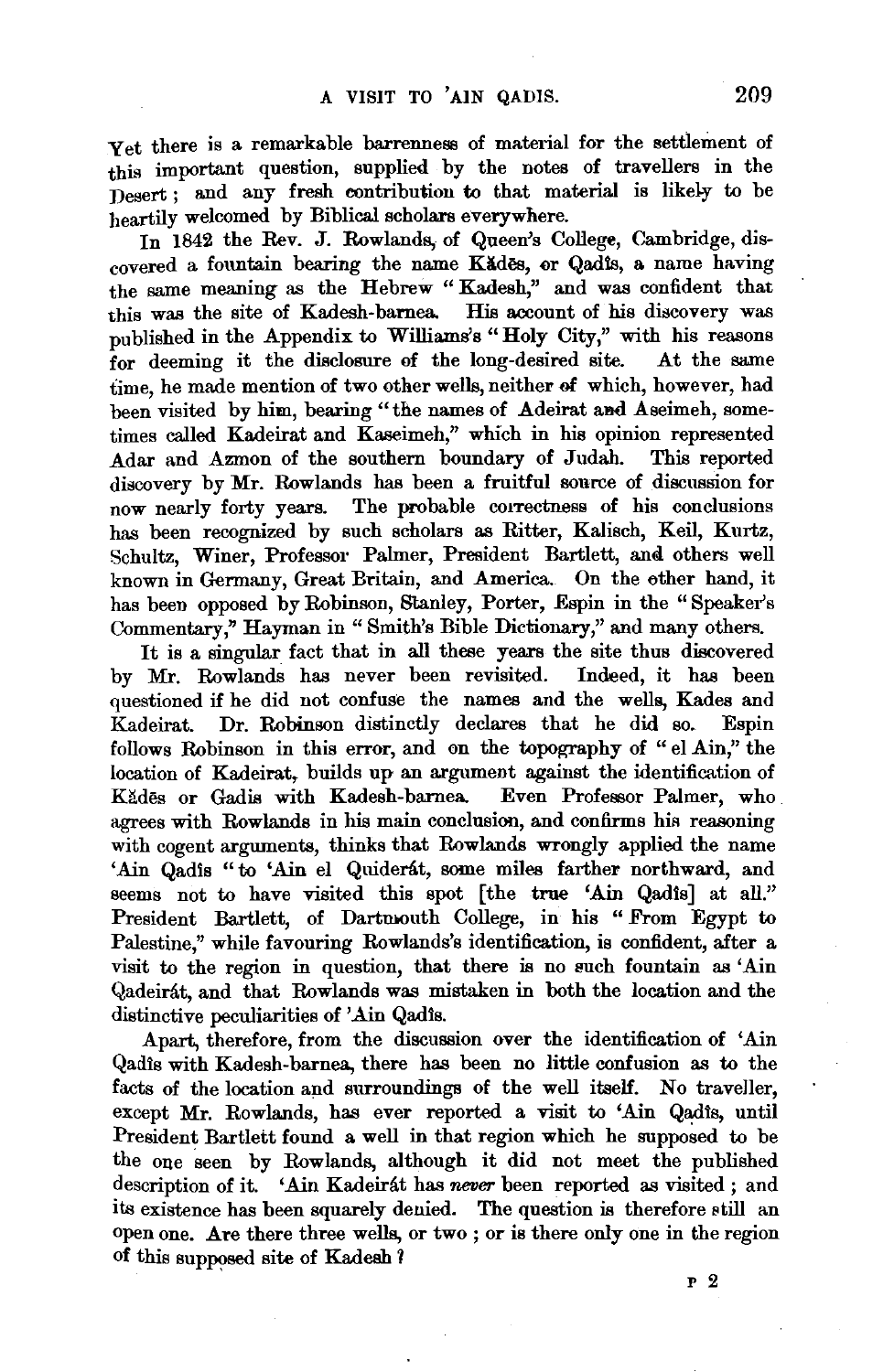Yet there is a remarkable barrenness of material for the settlement of this important question, supplied by the notes of travellers in the Desert; and any fresh contribution to that material is likely to be heartily welcomed by Biblical scholars everywhere.

In 1842 the Rev. J. Rowlands, of Queen's College, Cambridge, discovered a fountain bearing the name Kădēs, or Qadîs, a name having the same meaning as the Hebrew "Kadesh," and was confident that this was the site of Kadesh-barnea. His account of his discovery was published in the Appendix to Williams's "Holy City," with his reasons for deeming it the disclosure of the long-desired site. At the same time, he made mention of two other wells, neither of which, however, had been visited by him, bearing "the names of Adeirat and Aseimeh, sometimes called Kadeirat and Kaseimeh," which in his opinion represented Adar and Azmon of the southern boundary of Judah. This reported discovery by Mr. Rowlands has been a fruitful source of discussion for now nearly forty years. The probable correctness of his conclusions has been recognized by such scholars as Ritter, Kalisch, Keil, Kurtz, Schultz, Winer, Professor Palmer, President Bartlett, and others well known in Germany, Great Britain, and America. On the other hand, it has been opposed by Robinson, Stanley, Porter, Espin in the "Speaker's Commentary," Hayman in "Smith's Bible Dictionary," and many others.

It is a singular fact that in all these years the site thus discovered by Mr. Rowlands has never been revisited. Indeed, it has been questioned if he did not confuse the names and the wells, Kades and Kadeirat. Dr. Robinson distinctly declares that he did so. Espin follows Robinson in this error, and on the topography of "el Ain," the location of Kadeirat, builds up an argument against the identification of Kădēs or Gadis with Kadesh-barnea. Even Professor Palmer, who agrees with Rowlands in his main conclusion, and confirms his reasoning with cogent arguments, thinks that Rowlands wrongly applied the name 'Ain Qadîs "to 'Ain el Quiderât, some miles farther northward, and seems not to have visited this spot [the true 'Ain Qadîs] at all." President Bartlett, of Dartmouth College, in his "From Egypt to Palestine," while favouring Rowlands's identification, is confident, after a visit to the region in question, that there is no such fountain as 'Ain Qadeirât, and that Rowlands was mistaken in both the location and the distinctive peculiarities of 'Ain Qadîs.

Apart, therefore, from the discussion over the identification of 'Ain Qadîs with Kadesh-barnea, there has been no little confusion as to the facts of the location and surroundings of the well itself. No traveller, except Mr. Rowlands, has ever reported a visit to 'Ain Qadîs, until President Bartlett found a well in that region which he supposed to be the one seen by Rowlands, although it did not meet the published description of it. 'Ain Kadeirât has *never* been reported as visited; and its existence has been squarely denied. The question is therefore still an open one. Are there three wells, or two; or is there only one in the region of this supposed site of Kadesh?

P 2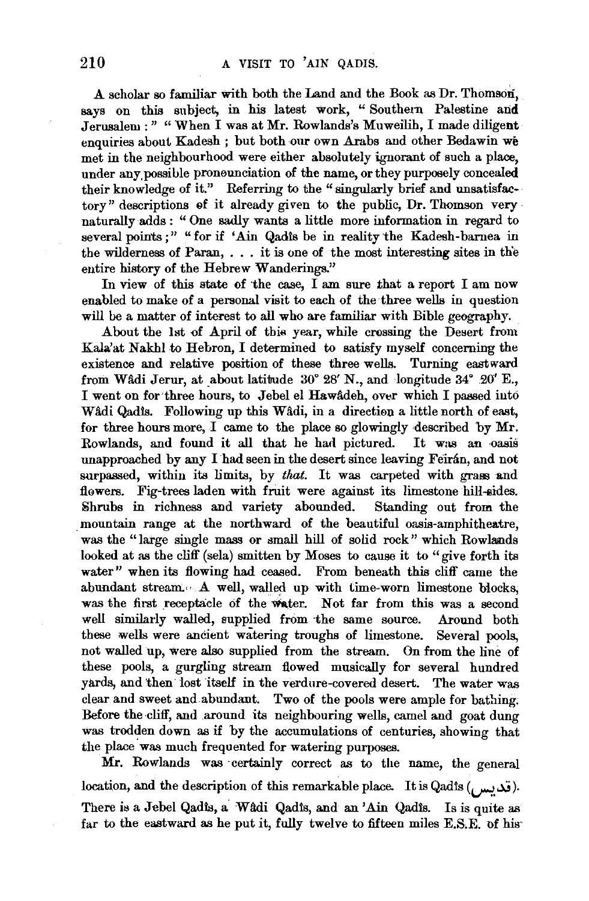A scholar so familiar with both the Land and the Book as Dr. Thomson, says on this subject, in his latest work, "Southern Palestine and Jerusalem:" "When I was at Mr. Rowlands's Muweilih, I made diligent enquiries about Kadesh; but both our own Arabs and other Bedawin we met in the neighbourhood were either absolutely ignorant of such a place, under any possible pronunciation of the name, or they purposely concealed their knowledge of it." Referring to the "singularly brief and unsatisfactory" descriptions of it already given to the public, Dr. Thomson very naturally adds: "One sadly wants a little more information in regard to several points;" "for if 'Ain Qadîs be in reality the Kadesh-barnea in the wilderness of Paran, . . . it is one of the most interesting sites in the entire history of the Hebrew Wanderings."

In view of this state of the case, I am sure that a report I am now enabled to make of a personal visit to each of the three wells in question will be a matter of interest to all who are familiar with Bible geography.

About the 1st of April of this year, while crossing the Desert from Kala'at Nakhl to Hebron, I determined to satisfy myself concerning the existence and relative position of these three wells. Turning eastward from Wâdi Jerur, at about latitude 30° 28′ N., and longitude 34° 20′ E., I went on for three hours, to Jebel el Hawâdeh, over which I passed into Wâdi Qadîs. Following up this Wâdi, in a direction a little north of east, for three hours more, I came to the place so glowingly described by Mr. Rowlands, and found it all that he had pictured. It was an oasis unapproached by any I had seen in the desert since leaving Feirân, and not surpassed, within its limits, by *that*. It was carpeted with grass and flowers. Fig-trees laden with fruit were against its limestone hill-sides. Shrubs in richness and variety abounded. Standing out from the mountain range at the northward of the beautiful oasis-amphitheatre, was the "large single mass or small hill of solid rock" which Rowlands looked at as the cliff (sela) smitten by Moses to cause it to "give forth its water" when its flowing had ceased. From beneath this cliff came the abundant stream. A well, walled up with time-worn limestone blocks, was the first receptacle of the water. Not far from this was a second well similarly walled, supplied from the same source. Around both these wells were ancient watering troughs of limestone. Several pools, not walled up, were also supplied from the stream. On from the line of these pools, a gurgling stream flowed musically for several hundred yards, and then lost itself in the verdure-covered desert. The water was clear and sweet and abundant. Two of the pools were ample for bathing. Before the cliff, and around its neighbouring wells, camel and goat dung was trodden down as if by the accumulations of centuries, showing that the place was much frequented for watering purposes.

Mr. Rowlands was certainly correct as to the name, the general location, and the description of this remarkable place. It is Qadîs (قديس). There is a Jebel Qadîs, a Wâdi Qadîs, and an 'Ain Qadîs. Is is quite as far to the eastward as he put it, fully twelve to fifteen miles E.S.E. of his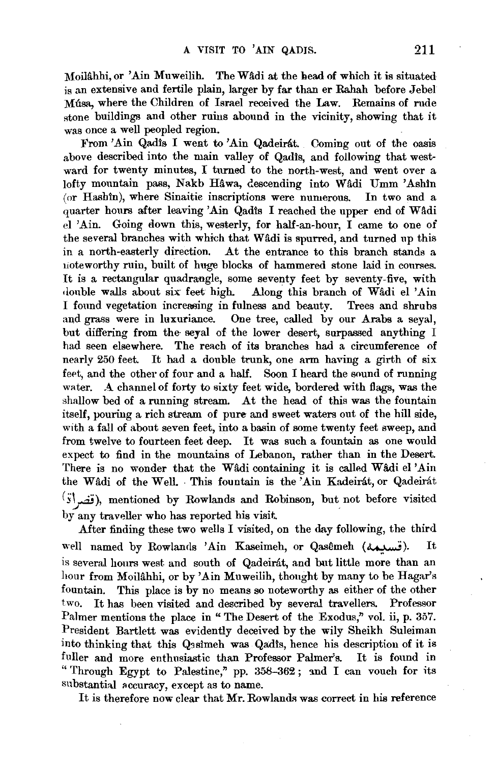Moilâhhi, or 'Ain Muweilih. The Wâdi at the head of which it is situated is an extensive and fertile plain, larger by far than er Rahah before Jebel Músa, where the Children of Israel received the Law. Remains of rude stone buildings and other ruins abound in the vicinity, showing that it was once a well peopled region.

From 'Ain Qadîs I went to 'Ain Qadeirât. Coming out of the oasis above described into the main valley of Qadîs, and following that westward for twenty minutes, I turned to the north-west, and went over a lofty mountain pass, Nakb Hâwa, descending into Wâdi Umm 'Ashîn (or Hashîn), where Sinaitic inscriptions were numerous. In two and a quarter hours after leaving 'Ain Qadîs I reached the upper end of Wâdi el 'Ain. Going down this, westerly, for half-an-hour, I came to one of the several branches with which that Wâdi is spurred, and turned up this in a north-easterly direction. At the entrance to this branch stands a noteworthy ruin, built of huge blocks of hammered stone laid in courses. It is a rectangular quadrangle, some seventy feet by seventy-five, with double walls about six feet high. Along this branch of Wâdi el 'Ain I found vegetation increasing in fulness and beauty. Trees and shrubs and grass were in luxuriance. One tree, called by our Arabs a seyal, but differing from the seyal of the lower desert, surpassed anything I had seen elsewhere. The reach of its branches had a circumference of nearly 250 feet. It had a double trunk, one arm having a girth of six feet, and the other of four and a half. Soon I heard the sound of running water. A channel of forty to sixty feet wide, bordered with flags, was the shallow bed of a running stream. At the head of this was the fountain itself, pouring a rich stream of pure and sweet waters out of the hill side, with a fall of about seven feet, into a basin of some twenty feet sweep, and from twelve to fourteen feet deep. It was such a fountain as one would expect to find in the mountains of Lebanon, rather than in the Desert. There is no wonder that the Wâdi containing it is called Wâdi el 'Ain the Wâdi of the Well. This fountain is the 'Ain Kadeirât, or Qadeirât (قديرات), mentioned by Rowlands and Robinson, but not before visited by any traveller who has reported his visit.

After finding these two wells I visited, on the day following, the third well named by Rowlands 'Ain Kaseimeh, or Qasêmeh (قسيمه). It is several hours west and south of Qadeirât, and but little more than an hour from Moilâhhi, or by 'Ain Muweilih, thought by many to be Hagar's fountain. This place is by no means so noteworthy as either of the other two. It has been visited and described by several travellers. Professor Palmer mentions the place in "The Desert of the Exodus," vol. ii, p. 357. President Bartlett was evidently deceived by the wily Sheikh Suleiman into thinking that this Qasîmeh was Qadîs, hence his description of it is fuller and more enthusiastic than Professor Palmer's. It is found in "Through Egypt to Palestine," pp. 358–362; and I can vouch for its substantial accuracy, except as to name.

It is therefore now clear that Mr. Rowlands was correct in his reference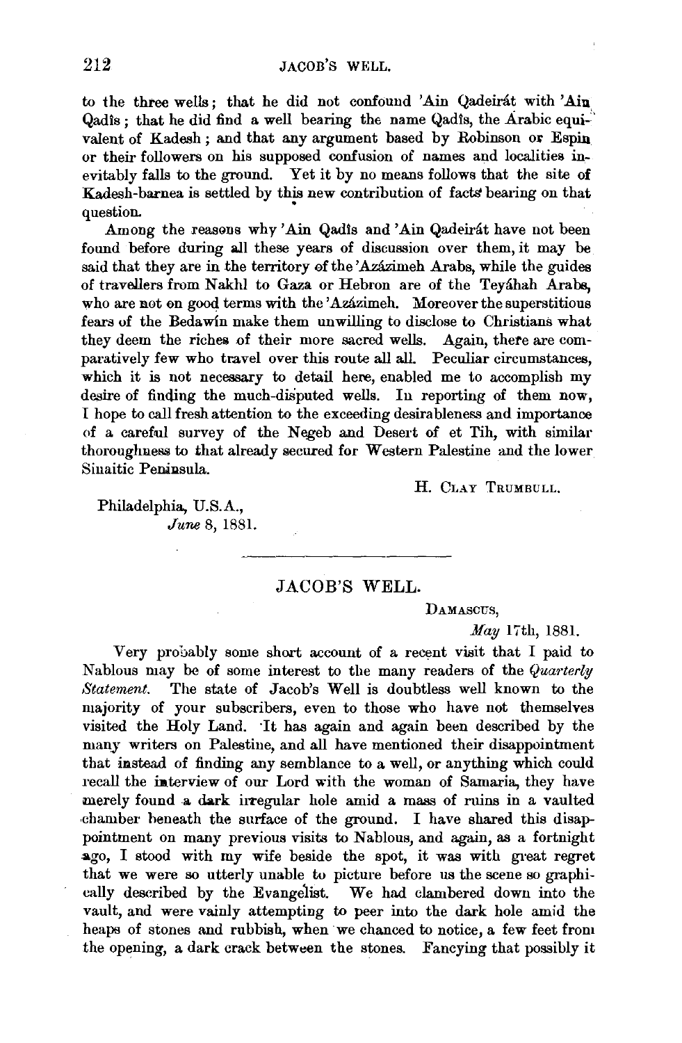to the three wells; that he did not confound 'Ain Qadeirât with 'Ain Qadîs; that he did find a well bearing the name Qadîs, the Arabic equivalent of Kadesh; and that any argument based by Robinson or Espin or their followers on his supposed confusion of names and localities inevitably falls to the ground. Yet it by no means follows that the site of Kadesh-barnea is settled by this new contribution of facts bearing on that question.

Among the reasons why 'Ain Qadîs and 'Ain Qadeirât have not been found before during all these years of discussion over them, it may be said that they are in the territory of the 'Azázimeh Arabs, while the guides of travellers from Nakhl to Gaza or Hebron are of the Teyáhah Arabs, who are not on good terms with the 'Azázimeh. Moreover the superstitious fears of the Bedawín make them unwilling to disclose to Christians what they deem the riches of their more sacred wells. Again, there are comparatively few who travel over this route all all. Peculiar circumstances, which it is not necessary to detail here, enabled me to accomplish my desire of finding the much-disputed wells. In reporting of them now, I hope to call fresh attention to the exceeding desirableness and importance of a careful survey of the Negeb and Desert of et Tih, with similar thoroughness to that already secured for Western Palestine and the lower Sinaitic Peninsula.

H. Clay Trumbull.

Philadelphia, U.S.A.,
*June* 8, 1881.

---

## JACOB'S WELL.

Damascus,
*May* 17th, 1881.

Very probably some short account of a recent visit that I paid to Nablous may be of some interest to the many readers of the *Quarterly Statement*. The state of Jacob's Well is doubtless well known to the majority of your subscribers, even to those who have not themselves visited the Holy Land. It has again and again been described by the many writers on Palestine, and all have mentioned their disappointment that instead of finding any semblance to a well, or anything which could recall the interview of our Lord with the woman of Samaria, they have merely found a dark irregular hole amid a mass of ruins in a vaulted chamber beneath the surface of the ground. I have shared this disappointment on many previous visits to Nablous, and again, as a fortnight ago, I stood with my wife beside the spot, it was with great regret that we were so utterly unable to picture before us the scene so graphically described by the Evangelist. We had clambered down into the vault, and were vainly attempting to peer into the dark hole amid the heaps of stones and rubbish, when we chanced to notice, a few feet from the opening, a dark crack between the stones. Fancying that possibly it